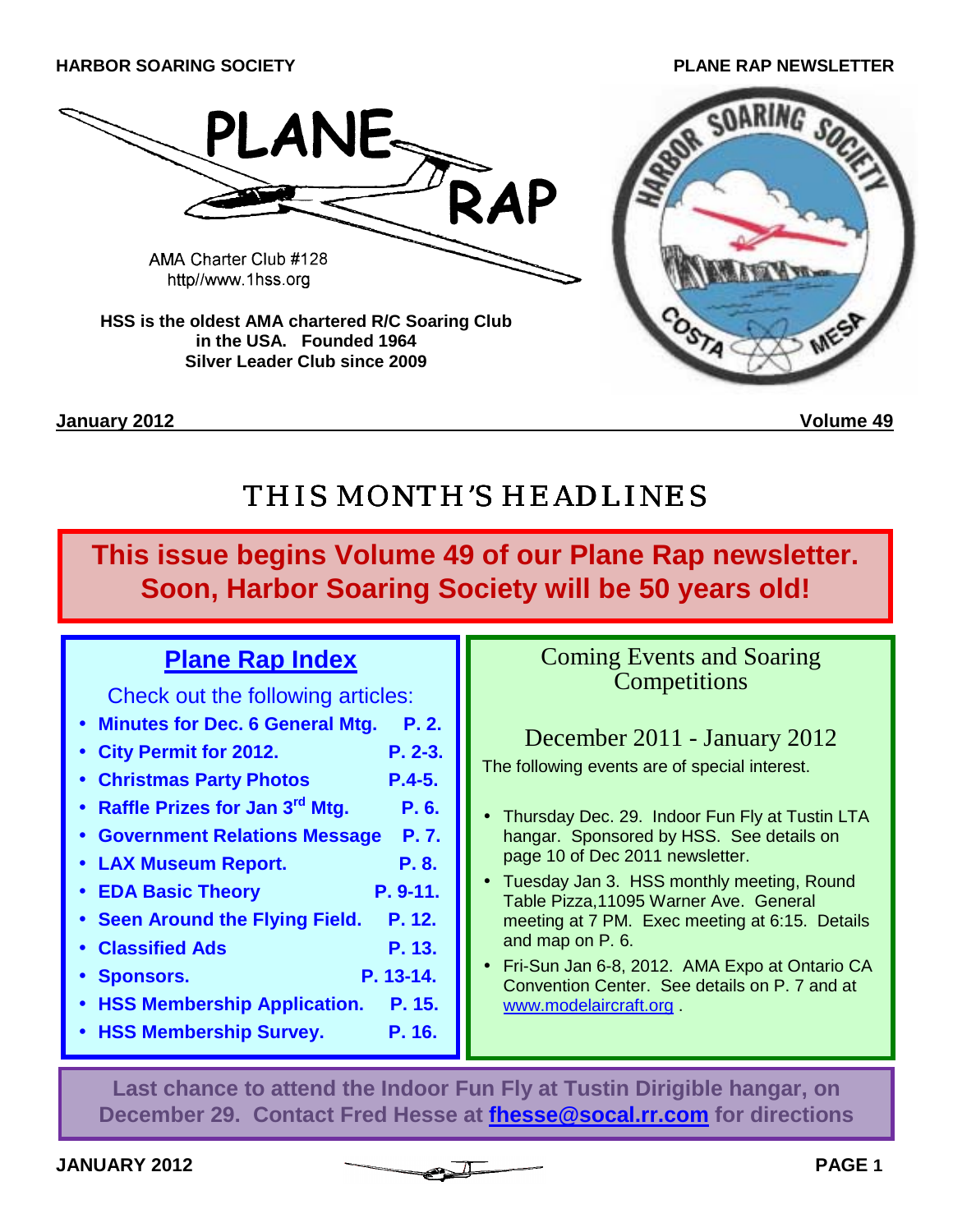HARBOR SOARING SOCIETY

PLANE RAP NEWSLETTER

# PLANE RAP

AMA Charter Club #128
http//www.1hss.org

**HSS is the oldest AMA chartered R/C Soaring Club in the USA. Founded 1964**
**Silver Leader Club since 2009**

**January 2012** **Volume 49**

## THIS MONTH'S HEADLINES

**This issue begins Volume 49 of our Plane Rap newsletter. Soon, Harbor Soaring Society will be 50 years old!**

### Plane Rap Index

Check out the following articles:

- **Minutes for Dec. 6 General Mtg. P. 2.**
- **City Permit for 2012. P. 2-3.**
- **Christmas Party Photos P.4-5.**
- **Raffle Prizes for Jan 3rd Mtg. P. 6.**
- **Government Relations Message P. 7.**
- **LAX Museum Report. P. 8.**
- **EDA Basic Theory P. 9-11.**
- **Seen Around the Flying Field. P. 12.**
- **Classified Ads P. 13.**
- **Sponsors. P. 13-14.**
- **HSS Membership Application. P. 15.**
- **HSS Membership Survey. P. 16.**

### Coming Events and Soaring Competitions

#### December 2011 - January 2012

The following events are of special interest.

- Thursday Dec. 29. Indoor Fun Fly at Tustin LTA hangar. Sponsored by HSS. See details on page 10 of Dec 2011 newsletter.
- Tuesday Jan 3. HSS monthly meeting, Round Table Pizza,11095 Warner Ave. General meeting at 7 PM. Exec meeting at 6:15. Details and map on P. 6.
- Fri-Sun Jan 6-8, 2012. AMA Expo at Ontario CA Convention Center. See details on P. 7 and at www.modelaircraft.org .

**Last chance to attend the Indoor Fun Fly at Tustin Dirigible hangar, on December 29. Contact Fred Hesse at fhesse@socal.rr.com for directions**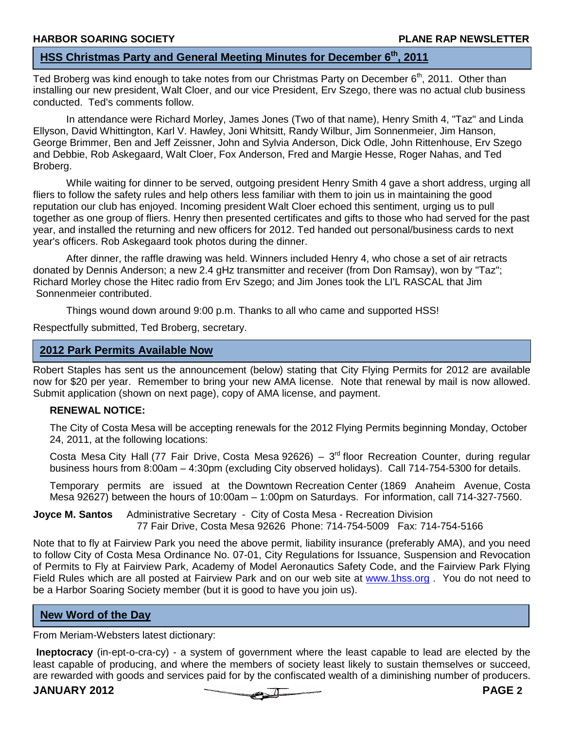## HSS Christmas Party and General Meeting Minutes for December 6th, 2011

Ted Broberg was kind enough to take notes from our Christmas Party on December 6th, 2011. Other than installing our new president, Walt Cloer, and our vice President, Erv Szego, there was no actual club business conducted. Ted's comments follow.

In attendance were Richard Morley, James Jones (Two of that name), Henry Smith 4, "Taz" and Linda Ellyson, David Whittington, Karl V. Hawley, Joni Whitsitt, Randy Wilbur, Jim Sonnenmeier, Jim Hanson, George Brimmer, Ben and Jeff Zeissner, John and Sylvia Anderson, Dick Odle, John Rittenhouse, Erv Szego and Debbie, Rob Askegaard, Walt Cloer, Fox Anderson, Fred and Margie Hesse, Roger Nahas, and Ted Broberg.

While waiting for dinner to be served, outgoing president Henry Smith 4 gave a short address, urging all fliers to follow the safety rules and help others less familiar with them to join us in maintaining the good reputation our club has enjoyed. Incoming president Walt Cloer echoed this sentiment, urging us to pull together as one group of fliers. Henry then presented certificates and gifts to those who had served for the past year, and installed the returning and new officers for 2012. Ted handed out personal/business cards to next year's officers. Rob Askegaard took photos during the dinner.

After dinner, the raffle drawing was held. Winners included Henry 4, who chose a set of air retracts donated by Dennis Anderson; a new 2.4 gHz transmitter and receiver (from Don Ramsay), won by "Taz"; Richard Morley chose the Hitec radio from Erv Szego; and Jim Jones took the LI'L RASCAL that Jim Sonnenmeier contributed.

Things wound down around 9:00 p.m. Thanks to all who came and supported HSS!

Respectfully submitted, Ted Broberg, secretary.

## 2012 Park Permits Available Now

Robert Staples has sent us the announcement (below) stating that City Flying Permits for 2012 are available now for $20 per year. Remember to bring your new AMA license. Note that renewal by mail is now allowed. Submit application (shown on next page), copy of AMA license, and payment.

**RENEWAL NOTICE:**

The City of Costa Mesa will be accepting renewals for the 2012 Flying Permits beginning Monday, October 24, 2011, at the following locations:

Costa Mesa City Hall (77 Fair Drive, Costa Mesa 92626) – 3rd floor Recreation Counter, during regular business hours from 8:00am – 4:30pm (excluding City observed holidays). Call 714-754-5300 for details.

Temporary permits are issued at the Downtown Recreation Center (1869 Anaheim Avenue, Costa Mesa 92627) between the hours of 10:00am – 1:00pm on Saturdays. For information, call 714-327-7560.

**Joyce M. Santos** Administrative Secretary - City of Costa Mesa - Recreation Division
77 Fair Drive, Costa Mesa 92626 Phone: 714-754-5009 Fax: 714-754-5166

Note that to fly at Fairview Park you need the above permit, liability insurance (preferably AMA), and you need to follow City of Costa Mesa Ordinance No. 07-01, City Regulations for Issuance, Suspension and Revocation of Permits to Fly at Fairview Park, Academy of Model Aeronautics Safety Code, and the Fairview Park Flying Field Rules which are all posted at Fairview Park and on our web site at www.1hss.org . You do not need to be a Harbor Soaring Society member (but it is good to have you join us).

## New Word of the Day

From Meriam-Websters latest dictionary:

**Ineptocracy** (in-ept-o-cra-cy) - a system of government where the least capable to lead are elected by the least capable of producing, and where the members of society least likely to sustain themselves or succeed, are rewarded with goods and services paid for by the confiscated wealth of a diminishing number of producers.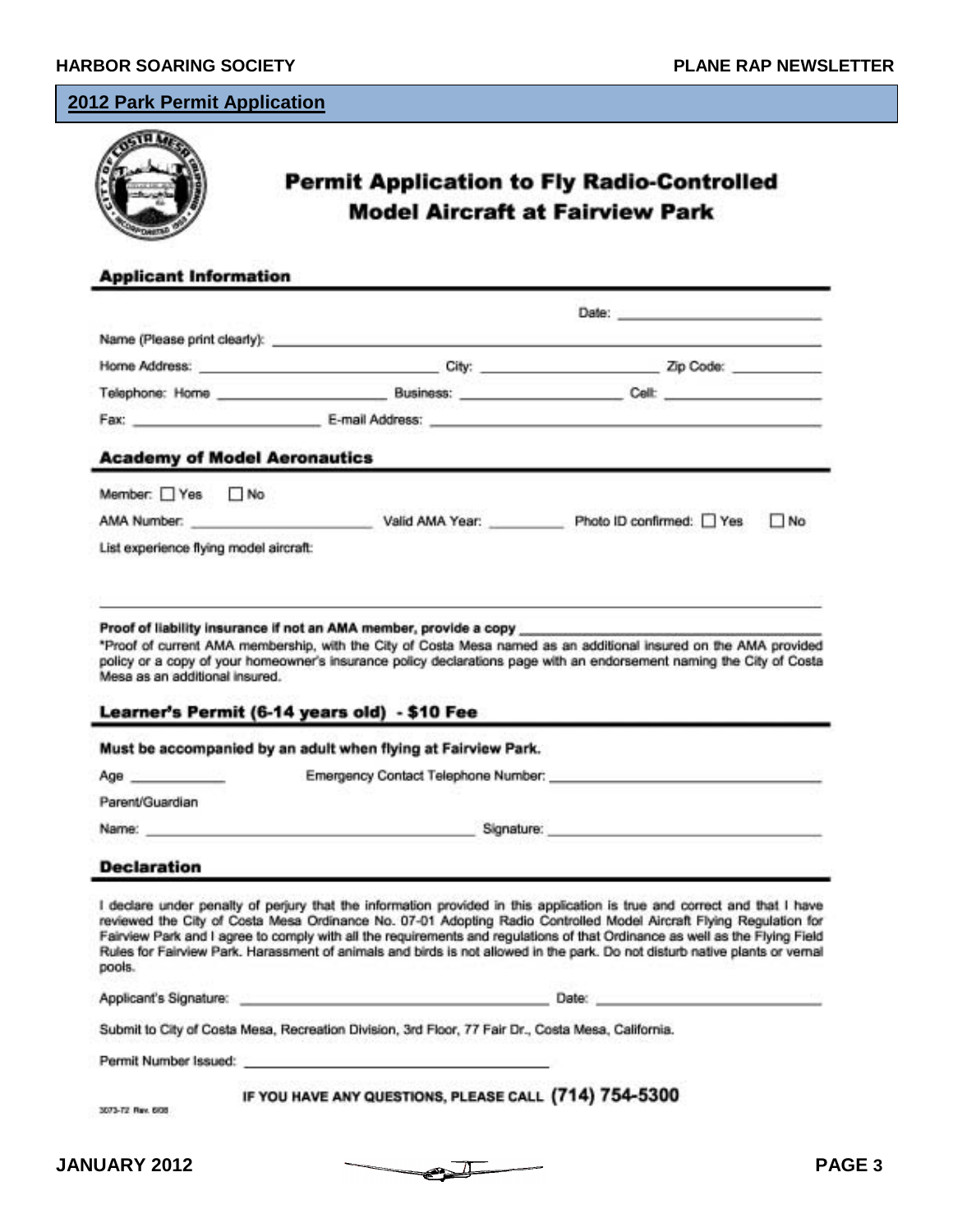## 2012 Park Permit Application

# Permit Application to Fly Radio-Controlled Model Aircraft at Fairview Park

### Applicant Information

Date: ______________________

Name (Please print clearly): ______________________

Home Address: ______________________ City: ______________________ Zip Code: ____________

Telephone: Home ______________________ Business: ______________________ Cell: ______________________

Fax: ______________________ E-mail Address: ______________________

### Academy of Model Aeronautics

Member: ☐ Yes ☐ No

AMA Number: ______________________ Valid AMA Year: __________ Photo ID confirmed: ☐ Yes ☐ No

List experience flying model aircraft:

______________________

**Proof of liability insurance if not an AMA member, provide a copy** ______________________

*Proof of current AMA membership, with the City of Costa Mesa named as an additional insured on the AMA provided policy or a copy of your homeowner's insurance policy declarations page with an endorsement naming the City of Costa Mesa as an additional insured.

### Learner's Permit (6-14 years old) - $10 Fee

**Must be accompanied by an adult when flying at Fairview Park.**

Age ____________ Emergency Contact Telephone Number: ______________________

Parent/Guardian

Name: ______________________ Signature: ______________________

### Declaration

I declare under penalty of perjury that the information provided in this application is true and correct and that I have reviewed the City of Costa Mesa Ordinance No. 07-01 Adopting Radio Controlled Model Aircraft Flying Regulation for Fairview Park and I agree to comply with all the requirements and regulations of that Ordinance as well as the Flying Field Rules for Fairview Park. Harassment of animals and birds is not allowed in the park. Do not disturb native plants or vernal pools.

Applicant's Signature: ______________________ Date: ______________________

Submit to City of Costa Mesa, Recreation Division, 3rd Floor, 77 Fair Dr., Costa Mesa, California.

Permit Number Issued: ______________________

IF YOU HAVE ANY QUESTIONS, PLEASE CALL **(714) 754-5300**

3073-72 Rev. 6/08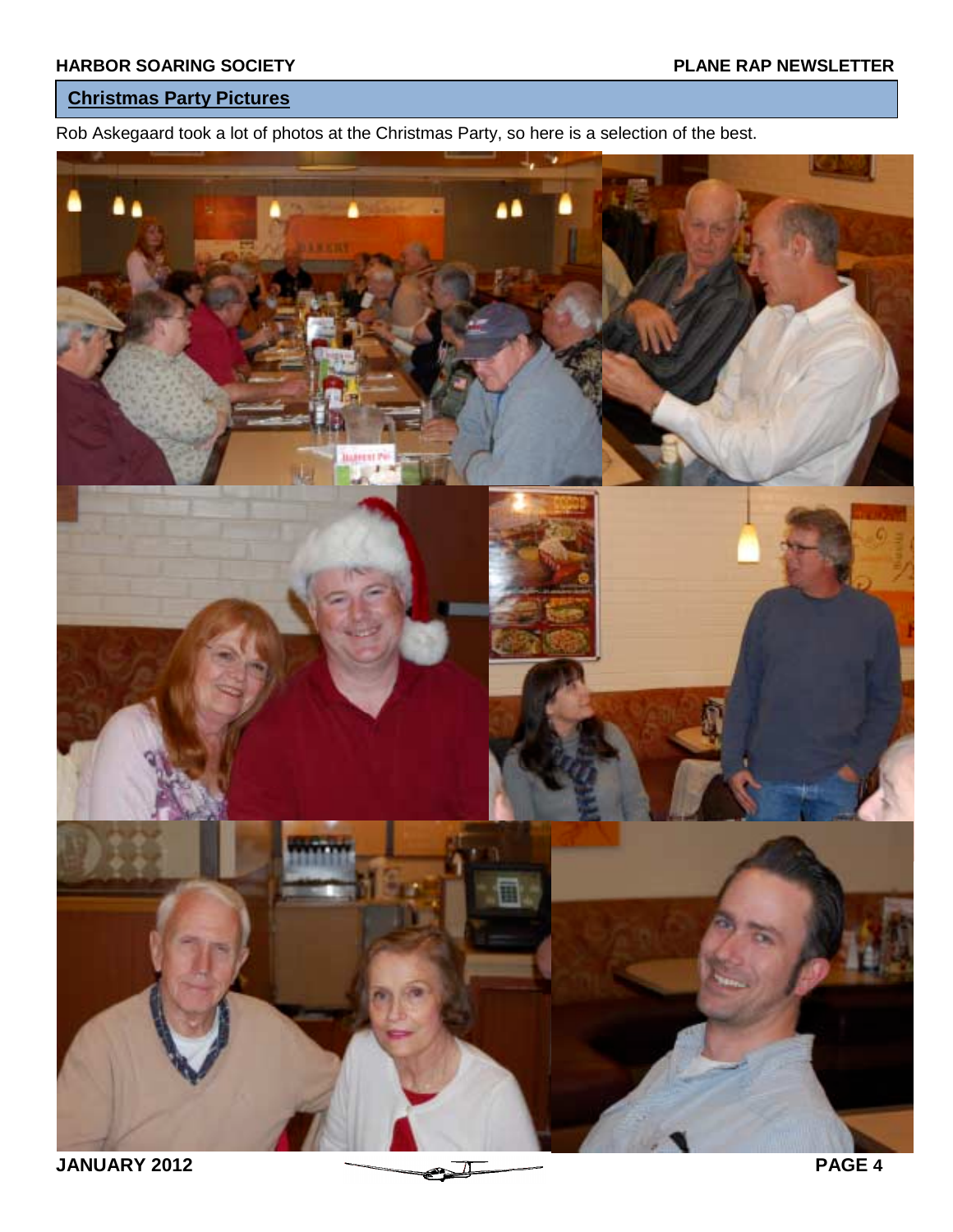## Christmas Party Pictures

Rob Askegaard took a lot of photos at the Christmas Party, so here is a selection of the best.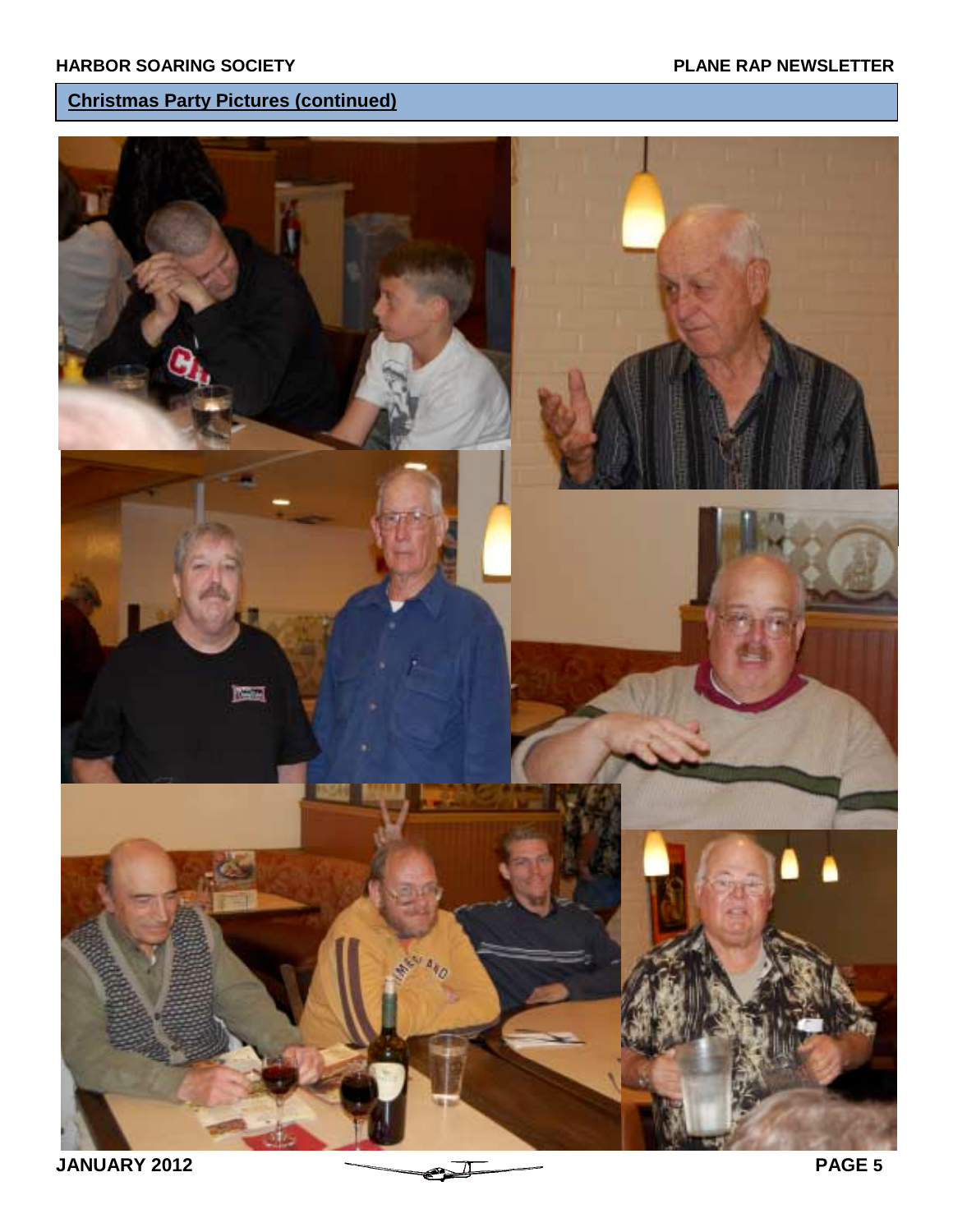## Christmas Party Pictures (continued)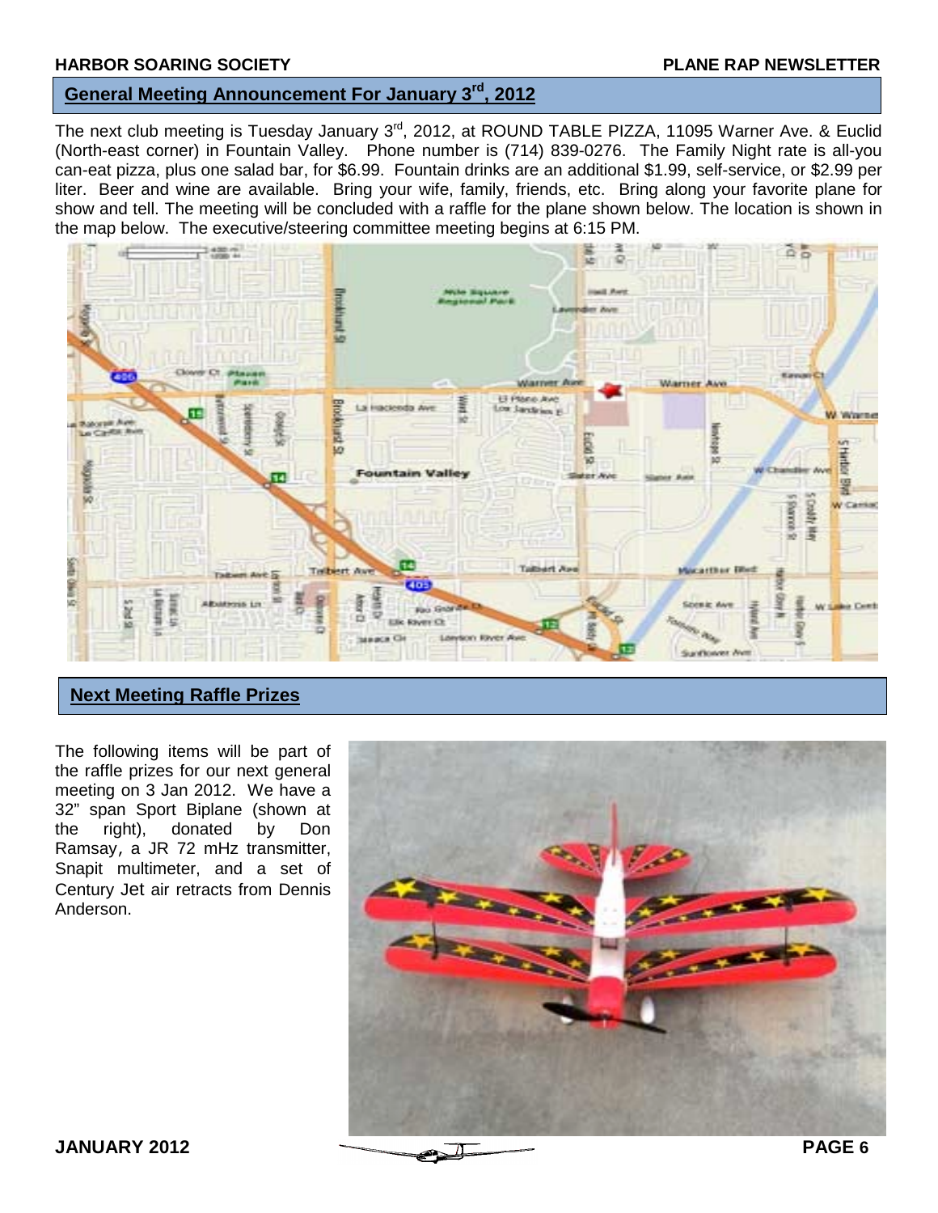## General Meeting Announcement For January 3rd, 2012

The next club meeting is Tuesday January 3rd, 2012, at ROUND TABLE PIZZA, 11095 Warner Ave. & Euclid (North-east corner) in Fountain Valley. Phone number is (714) 839-0276. The Family Night rate is all-you can-eat pizza, plus one salad bar, for $6.99. Fountain drinks are an additional $1.99, self-service, or $2.99 per liter. Beer and wine are available. Bring your wife, family, friends, etc. Bring along your favorite plane for show and tell. The meeting will be concluded with a raffle for the plane shown below. The location is shown in the map below. The executive/steering committee meeting begins at 6:15 PM.

## Next Meeting Raffle Prizes

The following items will be part of the raffle prizes for our next general meeting on 3 Jan 2012. We have a 32" span Sport Biplane (shown at the right), donated by Don Ramsay, a JR 72 mHz transmitter, Snapit multimeter, and a set of Century Jet air retracts from Dennis Anderson.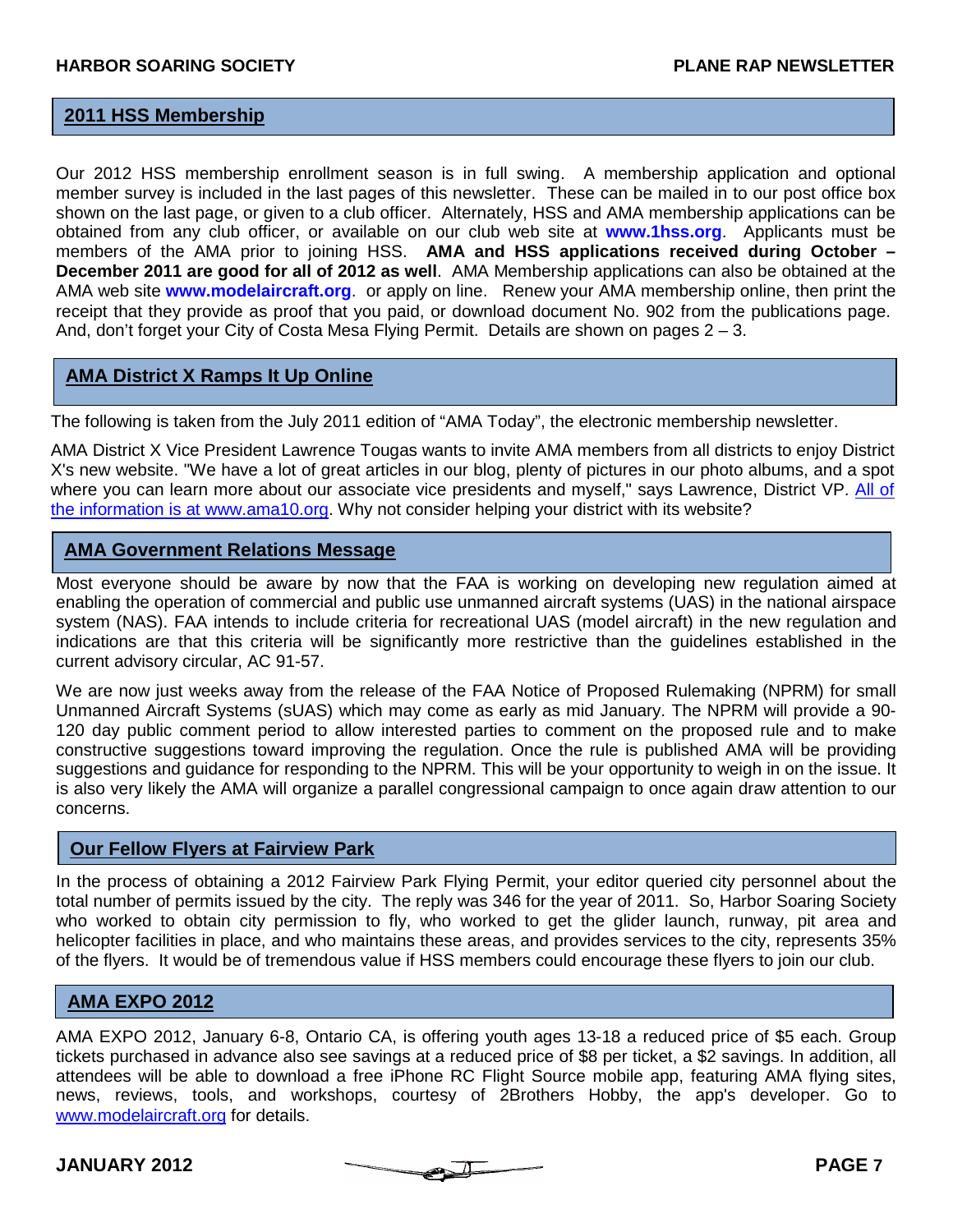## 2011 HSS Membership

Our 2012 HSS membership enrollment season is in full swing. A membership application and optional member survey is included in the last pages of this newsletter. These can be mailed in to our post office box shown on the last page, or given to a club officer. Alternately, HSS and AMA membership applications can be obtained from any club officer, or available on our club web site at **www.1hss.org**. Applicants must be members of the AMA prior to joining HSS. **AMA and HSS applications received during October – December 2011 are good for all of 2012 as well**. AMA Membership applications can also be obtained at the AMA web site **www.modelaircraft.org**. or apply on line. Renew your AMA membership online, then print the receipt that they provide as proof that you paid, or download document No. 902 from the publications page. And, don't forget your City of Costa Mesa Flying Permit. Details are shown on pages 2 – 3.

## AMA District X Ramps It Up Online

The following is taken from the July 2011 edition of "AMA Today", the electronic membership newsletter.

AMA District X Vice President Lawrence Tougas wants to invite AMA members from all districts to enjoy District X's new website. "We have a lot of great articles in our blog, plenty of pictures in our photo albums, and a spot where you can learn more about our associate vice presidents and myself," says Lawrence, District VP. All of the information is at www.ama10.org. Why not consider helping your district with its website?

## AMA Government Relations Message

Most everyone should be aware by now that the FAA is working on developing new regulation aimed at enabling the operation of commercial and public use unmanned aircraft systems (UAS) in the national airspace system (NAS). FAA intends to include criteria for recreational UAS (model aircraft) in the new regulation and indications are that this criteria will be significantly more restrictive than the guidelines established in the current advisory circular, AC 91-57.

We are now just weeks away from the release of the FAA Notice of Proposed Rulemaking (NPRM) for small Unmanned Aircraft Systems (sUAS) which may come as early as mid January. The NPRM will provide a 90-120 day public comment period to allow interested parties to comment on the proposed rule and to make constructive suggestions toward improving the regulation. Once the rule is published AMA will be providing suggestions and guidance for responding to the NPRM. This will be your opportunity to weigh in on the issue. It is also very likely the AMA will organize a parallel congressional campaign to once again draw attention to our concerns.

## Our Fellow Flyers at Fairview Park

In the process of obtaining a 2012 Fairview Park Flying Permit, your editor queried city personnel about the total number of permits issued by the city. The reply was 346 for the year of 2011. So, Harbor Soaring Society who worked to obtain city permission to fly, who worked to get the glider launch, runway, pit area and helicopter facilities in place, and who maintains these areas, and provides services to the city, represents 35% of the flyers. It would be of tremendous value if HSS members could encourage these flyers to join our club.

## AMA EXPO 2012

AMA EXPO 2012, January 6-8, Ontario CA, is offering youth ages 13-18 a reduced price of $5 each. Group tickets purchased in advance also see savings at a reduced price of $8 per ticket, a $2 savings. In addition, all attendees will be able to download a free iPhone RC Flight Source mobile app, featuring AMA flying sites, news, reviews, tools, and workshops, courtesy of 2Brothers Hobby, the app's developer. Go to www.modelaircraft.org for details.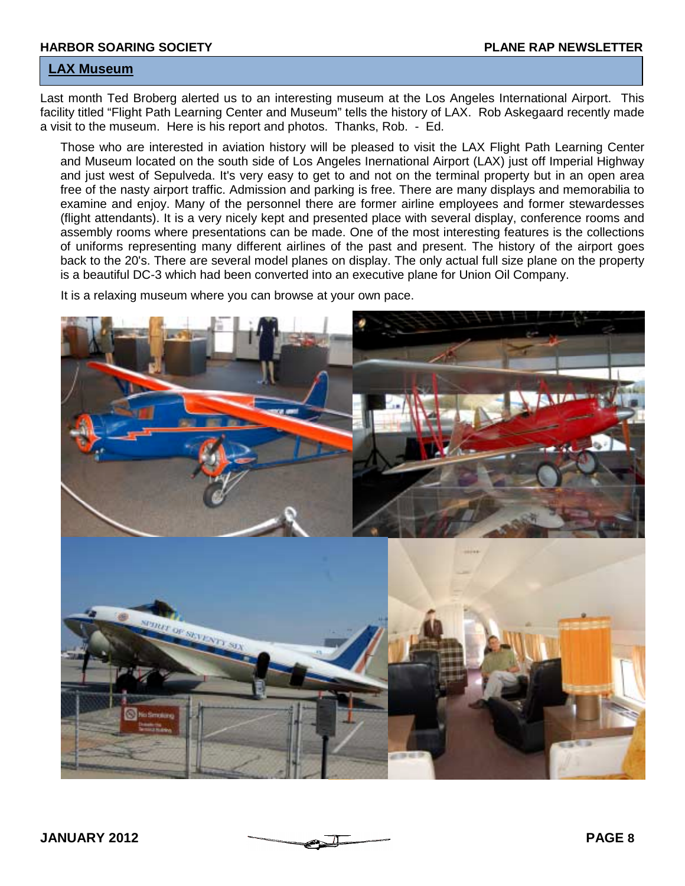## LAX Museum

Last month Ted Broberg alerted us to an interesting museum at the Los Angeles International Airport. This facility titled "Flight Path Learning Center and Museum" tells the history of LAX. Rob Askegaard recently made a visit to the museum. Here is his report and photos. Thanks, Rob. - Ed.

Those who are interested in aviation history will be pleased to visit the LAX Flight Path Learning Center and Museum located on the south side of Los Angeles Inernational Airport (LAX) just off Imperial Highway and just west of Sepulveda. It's very easy to get to and not on the terminal property but in an open area free of the nasty airport traffic. Admission and parking is free. There are many displays and memorabilia to examine and enjoy. Many of the personnel there are former airline employees and former stewardesses (flight attendants). It is a very nicely kept and presented place with several display, conference rooms and assembly rooms where presentations can be made. One of the most interesting features is the collections of uniforms representing many different airlines of the past and present. The history of the airport goes back to the 20's. There are several model planes on display. The only actual full size plane on the property is a beautiful DC-3 which had been converted into an executive plane for Union Oil Company.

It is a relaxing museum where you can browse at your own pace.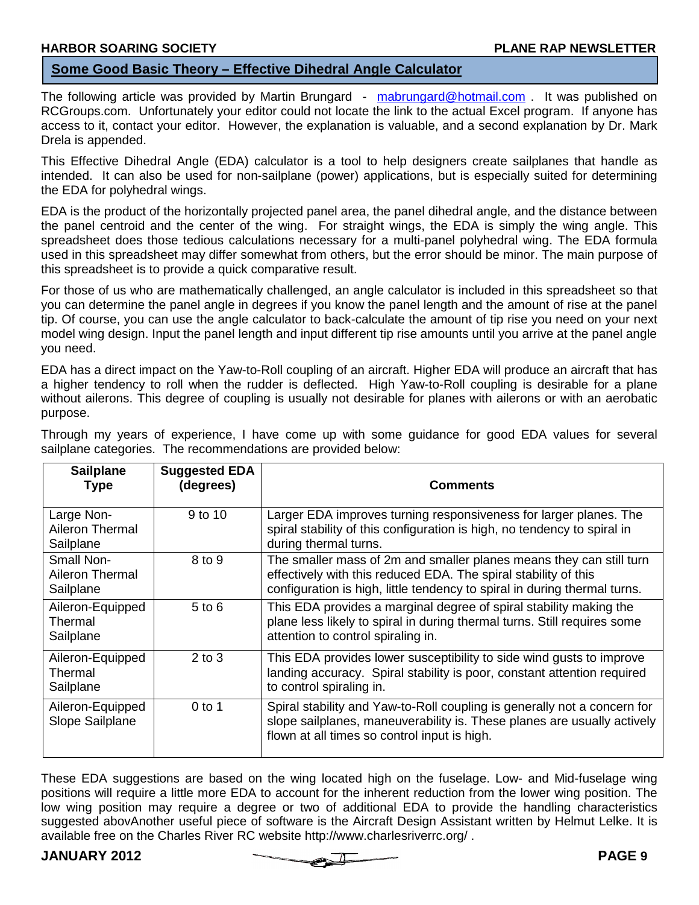## Some Good Basic Theory – Effective Dihedral Angle Calculator

The following article was provided by Martin Brungard - mabrungard@hotmail.com . It was published on RCGroups.com. Unfortunately your editor could not locate the link to the actual Excel program. If anyone has access to it, contact your editor. However, the explanation is valuable, and a second explanation by Dr. Mark Drela is appended.

This Effective Dihedral Angle (EDA) calculator is a tool to help designers create sailplanes that handle as intended. It can also be used for non-sailplane (power) applications, but is especially suited for determining the EDA for polyhedral wings.

EDA is the product of the horizontally projected panel area, the panel dihedral angle, and the distance between the panel centroid and the center of the wing. For straight wings, the EDA is simply the wing angle. This spreadsheet does those tedious calculations necessary for a multi-panel polyhedral wing. The EDA formula used in this spreadsheet may differ somewhat from others, but the error should be minor. The main purpose of this spreadsheet is to provide a quick comparative result.

For those of us who are mathematically challenged, an angle calculator is included in this spreadsheet so that you can determine the panel angle in degrees if you know the panel length and the amount of rise at the panel tip. Of course, you can use the angle calculator to back-calculate the amount of tip rise you need on your next model wing design. Input the panel length and input different tip rise amounts until you arrive at the panel angle you need.

EDA has a direct impact on the Yaw-to-Roll coupling of an aircraft. Higher EDA will produce an aircraft that has a higher tendency to roll when the rudder is deflected. High Yaw-to-Roll coupling is desirable for a plane without ailerons. This degree of coupling is usually not desirable for planes with ailerons or with an aerobatic purpose.

Through my years of experience, I have come up with some guidance for good EDA values for several sailplane categories. The recommendations are provided below:

| Sailplane Type | Suggested EDA (degrees) | Comments |
|---|---|---|
| Large Non-Aileron Thermal Sailplane | 9 to 10 | Larger EDA improves turning responsiveness for larger planes. The spiral stability of this configuration is high, no tendency to spiral in during thermal turns. |
| Small Non-Aileron Thermal Sailplane | 8 to 9 | The smaller mass of 2m and smaller planes means they can still turn effectively with this reduced EDA. The spiral stability of this configuration is high, little tendency to spiral in during thermal turns. |
| Aileron-Equipped Thermal Sailplane | 5 to 6 | This EDA provides a marginal degree of spiral stability making the plane less likely to spiral in during thermal turns. Still requires some attention to control spiraling in. |
| Aileron-Equipped Thermal Sailplane | 2 to 3 | This EDA provides lower susceptibility to side wind gusts to improve landing accuracy. Spiral stability is poor, constant attention required to control spiraling in. |
| Aileron-Equipped Slope Sailplane | 0 to 1 | Spiral stability and Yaw-to-Roll coupling is generally not a concern for slope sailplanes, maneuverability is. These planes are usually actively flown at all times so control input is high. |

These EDA suggestions are based on the wing located high on the fuselage. Low- and Mid-fuselage wing positions will require a little more EDA to account for the inherent reduction from the lower wing position. The low wing position may require a degree or two of additional EDA to provide the handling characteristics suggested abovAnother useful piece of software is the Aircraft Design Assistant written by Helmut Lelke. It is available free on the Charles River RC website http://www.charlesriverrc.org/ .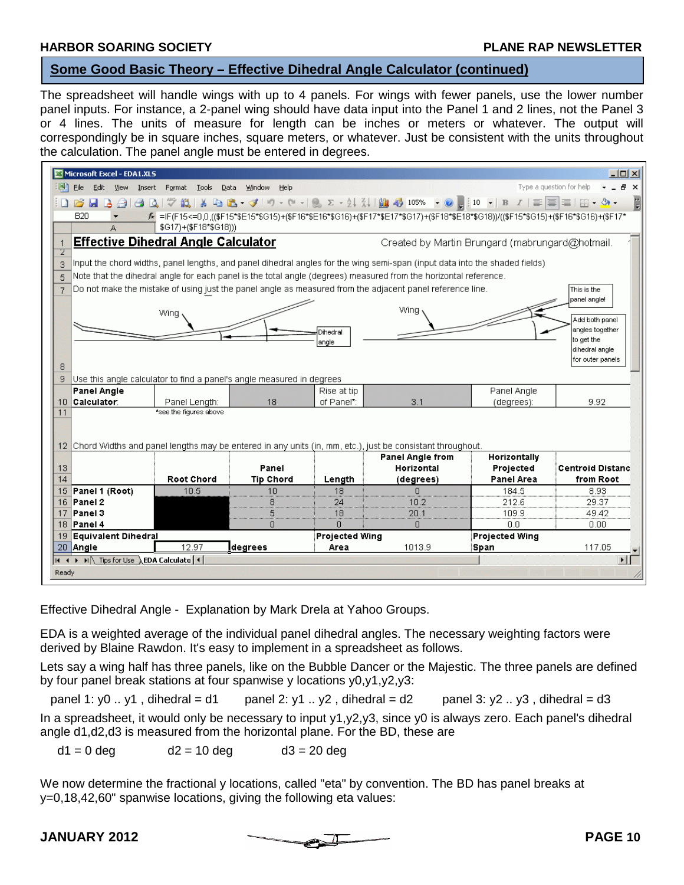## Some Good Basic Theory – Effective Dihedral Angle Calculator (continued)

The spreadsheet will handle wings with up to 4 panels. For wings with fewer panels, use the lower number panel inputs. For instance, a 2-panel wing should have data input into the Panel 1 and 2 lines, not the Panel 3 or 4 lines. The units of measure for length can be inches or meters or whatever. The output will correspondingly be in square inches, square meters, or whatever. Just be consistent with the units throughout the calculation. The panel angle must be entered in degrees.

Microsoft Excel - EDA1.XLS

B20 fx =IF(F15<=0,0,(($F15*$E15*$G15)+($F16*$E16*$G16)+($F17*$E17*$G17)+($F18*$E18*$G18))/(($F15*$G15)+($F16*$G16)+($F17*$G17)+($F18*$G18)))

**Effective Dihedral Angle Calculator** — Created by Martin Brungard (mabrungard@hotmail.

Input the chord widths, panel lengths, and panel dihedral angles for the wing semi-span (input data into the shaded fields)

Note that the dihedral angle for each panel is the total angle (degrees) measured from the horizontal reference.

Do not make the mistake of using just the panel angle as measured from the adjacent panel reference line.

Wing — Dihedral angle — Wing — This is the panel angle! — Add both panel angles together to get the dihedral angle for outer panels

Use this angle calculator to find a panel's angle measured in degrees

| **Panel Angle Calculator**: | Panel Length: | 18 | Rise at tip of Panel*: | 3.1 | Panel Angle (degrees): | 9.92 |
|---|---|---|---|---|---|---|

*see the figures above

Chord Widths and panel lengths may be entered in any units (in, mm, etc.), just be consistant throughout.

| | Root Chord | Panel Tip Chord | Length | Panel Angle from Horizontal (degrees) | Horizontally Projected Panel Area | Centroid Distanc from Root |
|---|---|---|---|---|---|---|
| **Panel 1 (Root)** | 10.5 | 10 | 18 | 0 | 184.5 | 8.93 |
| **Panel 2** | | 8 | 24 | 10.2 | 212.6 | 29.37 |
| **Panel 3** | | 5 | 18 | 20.1 | 109.9 | 49.42 |
| **Panel 4** | | 0 | 0 | 0 | 0.0 | 0.00 |
| **Equivalent Dihedral Angle** | 12.97 | **degrees** | **Projected Wing Area** | 1013.9 | **Projected Wing Span** | 117.05 |

Tips for Use | EDA Calculator

Effective Dihedral Angle - Explanation by Mark Drela at Yahoo Groups.

EDA is a weighted average of the individual panel dihedral angles. The necessary weighting factors were derived by Blaine Rawdon. It's easy to implement in a spreadsheet as follows.

Lets say a wing half has three panels, like on the Bubble Dancer or the Majestic. The three panels are defined by four panel break stations at four spanwise y locations y0,y1,y2,y3:

panel 1: y0 .. y1 , dihedral = d1 panel 2: y1 .. y2 , dihedral = d2 panel 3: y2 .. y3 , dihedral = d3

In a spreadsheet, it would only be necessary to input y1,y2,y3, since y0 is always zero. Each panel's dihedral angle d1,d2,d3 is measured from the horizontal plane. For the BD, these are

d1 = 0 deg d2 = 10 deg d3 = 20 deg

We now determine the fractional y locations, called "eta" by convention. The BD has panel breaks at y=0,18,42,60" spanwise locations, giving the following eta values: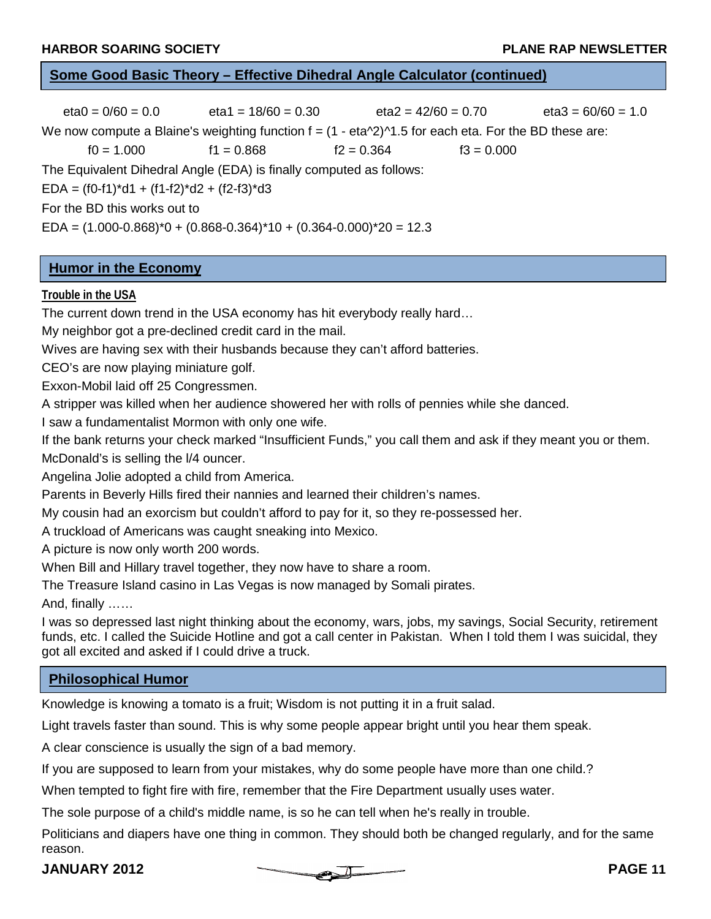## Some Good Basic Theory – Effective Dihedral Angle Calculator (continued)

eta0 = 0/60 = 0.0    eta1 = 18/60 = 0.30    eta2 = 42/60 = 0.70    eta3 = 60/60 = 1.0

We now compute a Blaine's weighting function f = (1 - eta^2)^1.5 for each eta. For the BD these are:

f0 = 1.000    f1 = 0.868    f2 = 0.364    f3 = 0.000

The Equivalent Dihedral Angle (EDA) is finally computed as follows:

EDA = (f0-f1)*d1 + (f1-f2)*d2 + (f2-f3)*d3

For the BD this works out to

EDA = (1.000-0.868)*0 + (0.868-0.364)*10 + (0.364-0.000)*20 = 12.3

## Humor in the Economy

**Trouble in the USA**

The current down trend in the USA economy has hit everybody really hard…

My neighbor got a pre-declined credit card in the mail.

Wives are having sex with their husbands because they can't afford batteries.

CEO's are now playing miniature golf.

Exxon-Mobil laid off 25 Congressmen.

A stripper was killed when her audience showered her with rolls of pennies while she danced.

I saw a fundamentalist Mormon with only one wife.

If the bank returns your check marked "Insufficient Funds," you call them and ask if they meant you or them.

McDonald's is selling the l/4 ouncer.

Angelina Jolie adopted a child from America.

Parents in Beverly Hills fired their nannies and learned their children's names.

My cousin had an exorcism but couldn't afford to pay for it, so they re-possessed her.

A truckload of Americans was caught sneaking into Mexico.

A picture is now only worth 200 words.

When Bill and Hillary travel together, they now have to share a room.

The Treasure Island casino in Las Vegas is now managed by Somali pirates.

And, finally ……

I was so depressed last night thinking about the economy, wars, jobs, my savings, Social Security, retirement funds, etc. I called the Suicide Hotline and got a call center in Pakistan. When I told them I was suicidal, they got all excited and asked if I could drive a truck.

## Philosophical Humor

Knowledge is knowing a tomato is a fruit; Wisdom is not putting it in a fruit salad.

Light travels faster than sound. This is why some people appear bright until you hear them speak.

A clear conscience is usually the sign of a bad memory.

If you are supposed to learn from your mistakes, why do some people have more than one child.?

When tempted to fight fire with fire, remember that the Fire Department usually uses water.

The sole purpose of a child's middle name, is so he can tell when he's really in trouble.

Politicians and diapers have one thing in common. They should both be changed regularly, and for the same reason.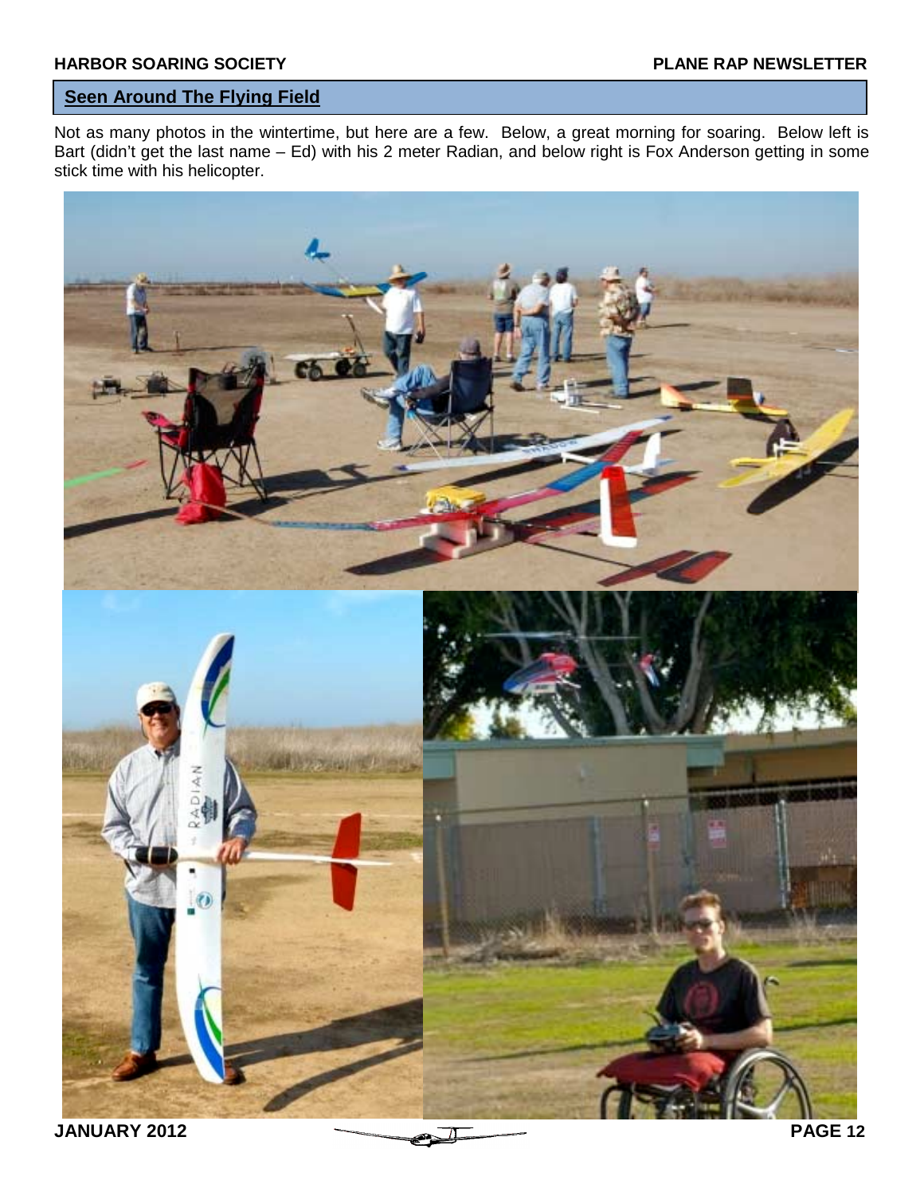## Seen Around The Flying Field

Not as many photos in the wintertime, but here are a few. Below, a great morning for soaring. Below left is Bart (didn't get the last name – Ed) with his 2 meter Radian, and below right is Fox Anderson getting in some stick time with his helicopter.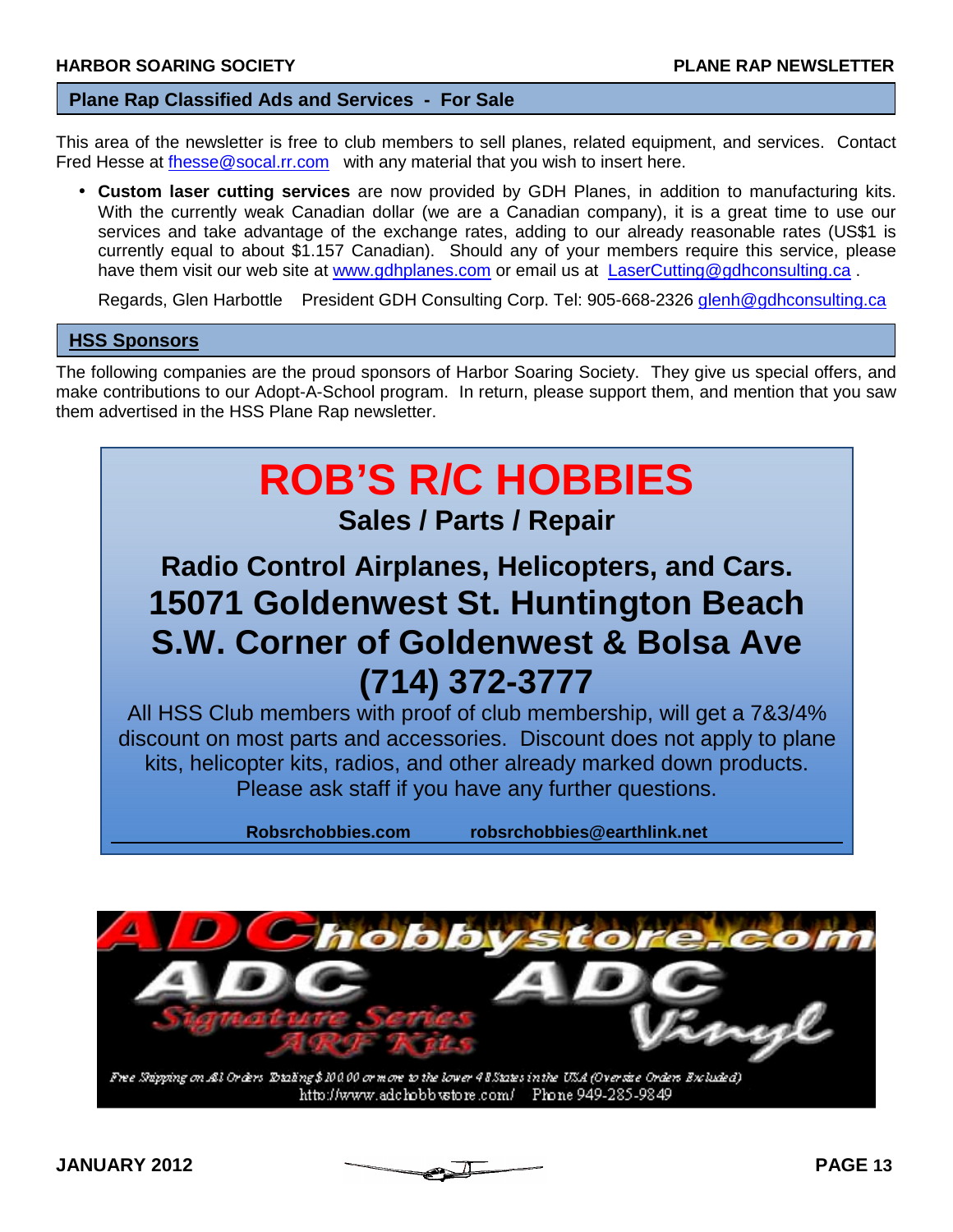## Plane Rap Classified Ads and Services - For Sale

This area of the newsletter is free to club members to sell planes, related equipment, and services. Contact Fred Hesse at fhesse@socal.rr.com with any material that you wish to insert here.

- **Custom laser cutting services** are now provided by GDH Planes, in addition to manufacturing kits. With the currently weak Canadian dollar (we are a Canadian company), it is a great time to use our services and take advantage of the exchange rates, adding to our already reasonable rates (US$1 is currently equal to about $1.157 Canadian). Should any of your members require this service, please have them visit our web site at www.gdhplanes.com or email us at LaserCutting@gdhconsulting.ca .

  Regards, Glen Harbottle President GDH Consulting Corp. Tel: 905-668-2326 glenh@gdhconsulting.ca

## HSS Sponsors

The following companies are the proud sponsors of Harbor Soaring Society. They give us special offers, and make contributions to our Adopt-A-School program. In return, please support them, and mention that you saw them advertised in the HSS Plane Rap newsletter.

# ROB'S R/C HOBBIES

**Sales / Parts / Repair**

**Radio Control Airplanes, Helicopters, and Cars.**

**15071 Goldenwest St. Huntington Beach**

**S.W. Corner of Goldenwest & Bolsa Ave**

**(714) 372-3777**

All HSS Club members with proof of club membership, will get a 7&3/4% discount on most parts and accessories. Discount does not apply to plane kits, helicopter kits, radios, and other already marked down products. Please ask staff if you have any further questions.

**Robsrchobbies.com** **robsrchobbies@earthlink.net**

ADChobbystore.com

ADC Signature Series ARF Kits — ADC Vinyl

Free Shipping on All Orders Totaling $100.00 or more to the lower 48 States in the USA (Oversize Orders Excluded)

http://www.adchobbystore.com/ Phone 949-285-9849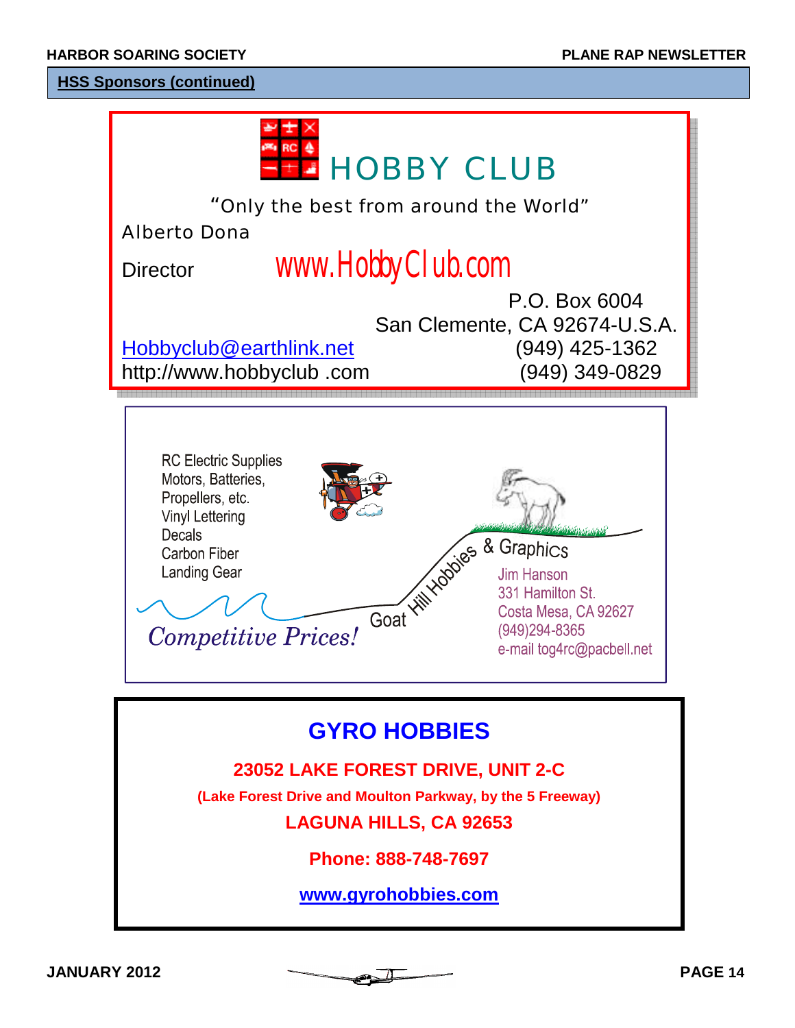## HSS Sponsors (continued)

### HOBBY CLUB

"Only the best from around the World"

Alberto Dona

Director

www.HobbyClub.com

P.O. Box 6004
San Clemente, CA 92674-U.S.A.

Hobbyclub@earthlink.net (949) 425-1362
http://www.hobbyclub .com (949) 349-0829

---

RC Electric Supplies
Motors, Batteries,
Propellers, etc.
Vinyl Lettering
Decals
Carbon Fiber
Landing Gear

*Competitive Prices!*

Goat Hill Hobbies & Graphics

Jim Hanson
331 Hamilton St.
Costa Mesa, CA 92627
(949)294-8365
e-mail tog4rc@pacbell.net

---

### GYRO HOBBIES

**23052 LAKE FOREST DRIVE, UNIT 2-C**

**(Lake Forest Drive and Moulton Parkway, by the 5 Freeway)**

**LAGUNA HILLS, CA 92653**

**Phone: 888-748-7697**

**www.gyrohobbies.com**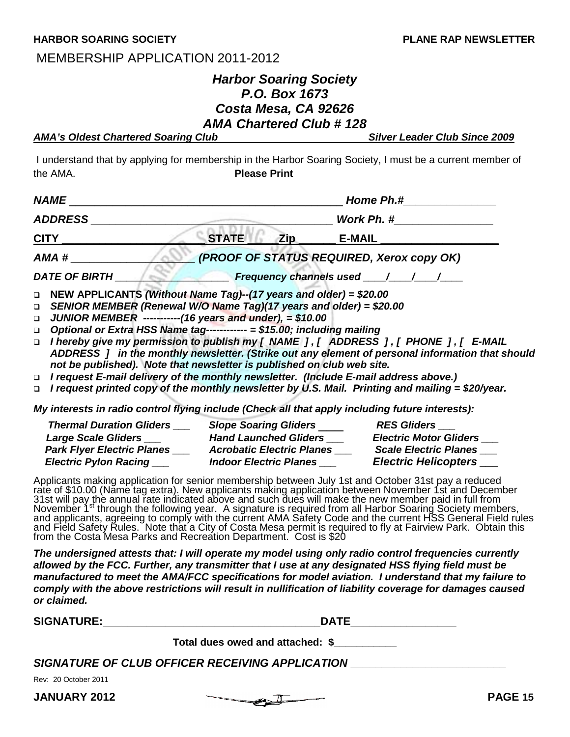MEMBERSHIP APPLICATION 2011-2012

## *Harbor Soaring Society*
## *P.O. Box 1673*
## *Costa Mesa, CA 92626*
## *AMA Chartered Club # 128*

***AMA's Oldest Chartered Soaring Club*** ***Silver Leader Club Since 2009***

I understand that by applying for membership in the Harbor Soaring Society, I must be a current member of the AMA. **Please Print**

***NAME*** _____________________________________________ ***Home Ph.#***_______________

***ADDRESS*** _________________________________________ ***Work Ph. #***________________

**CITY** ____________________ **STATE** _____ **Zip** _______ **E-MAIL** ___________________

***AMA #*** ______________________ ***(PROOF OF STATUS REQUIRED, Xerox copy OK)***

***DATE OF BIRTH*** ____________________ ***Frequency channels used ____/____/____/____***

- **NEW APPLICANTS *(Without Name Tag)--(17 years and older) = $20.00***
- ***SENIOR MEMBER (Renewal W/O Name Tag)(17 years and older) = $20.00***
- ***JUNIOR MEMBER -----------(16 years and under), = $10.00***
- ***Optional or Extra HSS Name tag------------ = $15.00; including mailing***
- ***I hereby give my permission to publish my [ NAME ] , [ ADDRESS ] , [ PHONE ] , [ E-MAIL ADDRESS ] in the monthly newsletter. (Strike out any element of personal information that should not be published). Note that newsletter is published on club web site.***
- ***I request E-mail delivery of the monthly newsletter. (Include E-mail address above.)***
- ***I request printed copy of the monthly newsletter by U.S. Mail. Printing and mailing = $20/year.***

***My interests in radio control flying include (Check all that apply including future interests):***

| | | |
|---|---|---|
| ***Thermal Duration Gliders ___*** | ***Slope Soaring Gliders ____*** | ***RES Gliders ___*** |
| ***Large Scale Gliders ___*** | ***Hand Launched Gliders ___*** | ***Electric Motor Gliders ___*** |
| ***Park Flyer Electric Planes ___*** | ***Acrobatic Electric Planes ___*** | ***Scale Electric Planes ___*** |
| ***Electric Pylon Racing ___*** | ***Indoor Electric Planes ___*** | ***Electric Helicopters ___*** |

Applicants making application for senior membership between July 1st and October 31st pay a reduced rate of $10.00 (Name tag extra). New applicants making application between November 1st and December 31st will pay the annual rate indicated above and such dues will make the new member paid in full from November 1st through the following year. A signature is required from all Harbor Soaring Society members, and applicants, agreeing to comply with the current AMA Safety Code and the current HSS General Field rules and Field Safety Rules. Note that a City of Costa Mesa permit is required to fly at Fairview Park. Obtain this from the Costa Mesa Parks and Recreation Department. Cost is $20

***The undersigned attests that: I will operate my model using only radio control frequencies currently allowed by the FCC. Further, any transmitter that I use at any designated HSS flying field must be manufactured to meet the AMA/FCC specifications for model aviation. I understand that my failure to comply with the above restrictions will result in nullification of liability coverage for damages caused or claimed.***

**SIGNATURE:**___________________________________**DATE**_________________

**Total dues owed and attached: $**___________

***SIGNATURE OF CLUB OFFICER RECEIVING APPLICATION*** _________________________

Rev: 20 October 2011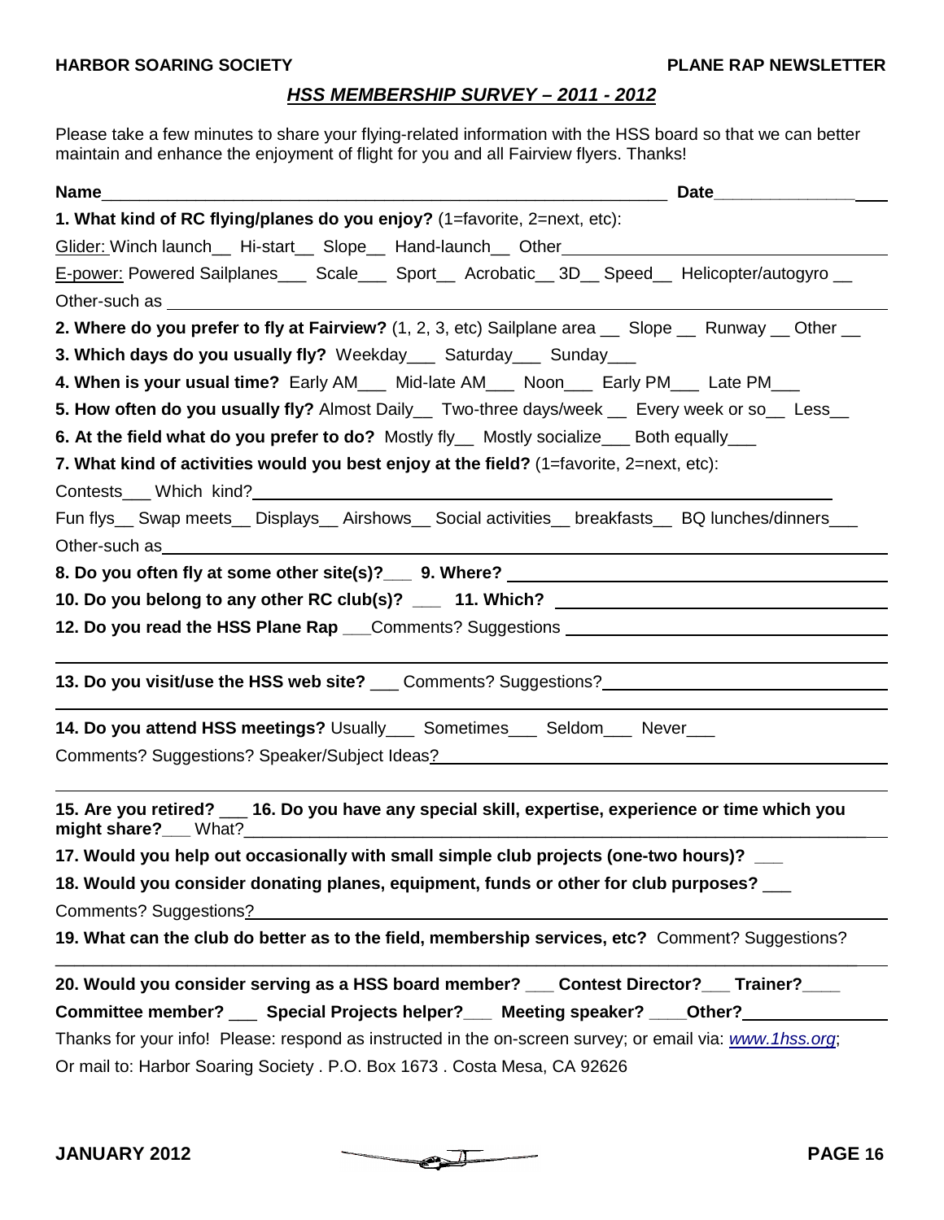## *HSS MEMBERSHIP SURVEY – 2011 - 2012*

Please take a few minutes to share your flying-related information with the HSS board so that we can better maintain and enhance the enjoyment of flight for you and all Fairview flyers. Thanks!

**Name**________________________________________________ **Date**_______________

**1. What kind of RC flying/planes do you enjoy?** (1=favorite, 2=next, etc):

Glider: Winch launch__ Hi-start__ Slope__ Hand-launch__ Other______________________

E-power: Powered Sailplanes___ Scale___ Sport__ Acrobatic__ 3D__ Speed__ Helicopter/autogyro __

Other-such as ______________________________________________

**2. Where do you prefer to fly at Fairview?** (1, 2, 3, etc) Sailplane area __ Slope __ Runway __ Other __

**3. Which days do you usually fly?** Weekday___ Saturday___ Sunday___

**4. When is your usual time?** Early AM___ Mid-late AM___ Noon___ Early PM___ Late PM___

**5. How often do you usually fly?** Almost Daily__ Two-three days/week __ Every week or so__ Less__

**6. At the field what do you prefer to do?** Mostly fly__ Mostly socialize___ Both equally___

**7. What kind of activities would you best enjoy at the field?** (1=favorite, 2=next, etc):

Contests___ Which kind?______________________________________________

Fun flys__ Swap meets__ Displays__ Airshows__ Social activities__ breakfasts__ BQ lunches/dinners___

Other-such as______________________________________________

**8. Do you often fly at some other site(s)?___ 9. Where?** ______________________________

**10. Do you belong to any other RC club(s)? ___ 11. Which?** ______________________________

**12. Do you read the HSS Plane Rap** ___Comments? Suggestions ______________________________

______________________________________________

**13. Do you visit/use the HSS web site?** ___ Comments? Suggestions?______________________________

______________________________________________

**14. Do you attend HSS meetings?** Usually___ Sometimes___ Seldom___ Never___

Comments? Suggestions? Speaker/Subject Ideas?______________________________

______________________________________________

**15. Are you retired?** ___ **16. Do you have any special skill, expertise, experience or time which you might share?**___ What?______________________________

**17. Would you help out occasionally with small simple club projects (one-two hours)?** ___

**18. Would you consider donating planes, equipment, funds or other for club purposes?** ___

Comments? Suggestions?______________________________________________

**19. What can the club do better as to the field, membership services, etc?** Comment? Suggestions?

______________________________________________

**20. Would you consider serving as a HSS board member?** ___ **Contest Director?**___ **Trainer?**____

**Committee member?** ___ **Special Projects helper?**___ **Meeting speaker?** ____**Other?**______________

Thanks for your info! Please: respond as instructed in the on-screen survey; or email via: *www.1hss.org*;

Or mail to: Harbor Soaring Society . P.O. Box 1673 . Costa Mesa, CA 92626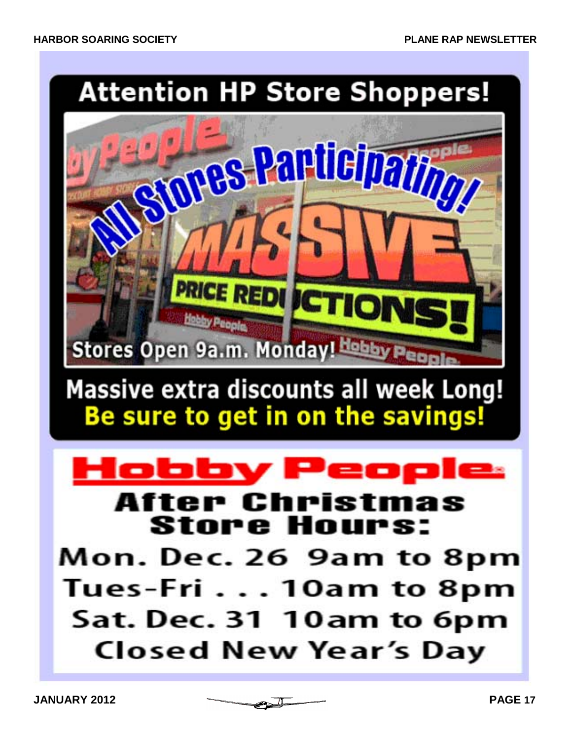# Attention HP Store Shoppers!

All Stores Participating!

MASSIVE PRICE REDUCTIONS!

Stores Open 9a.m. Monday!

Massive extra discounts all week Long!

**Be sure to get in on the savings!**

# Hobby People

## After Christmas Store Hours:

Mon. Dec. 26 9am to 8pm

Tues-Fri . . . 10am to 8pm

Sat. Dec. 31 10am to 6pm

Closed New Year's Day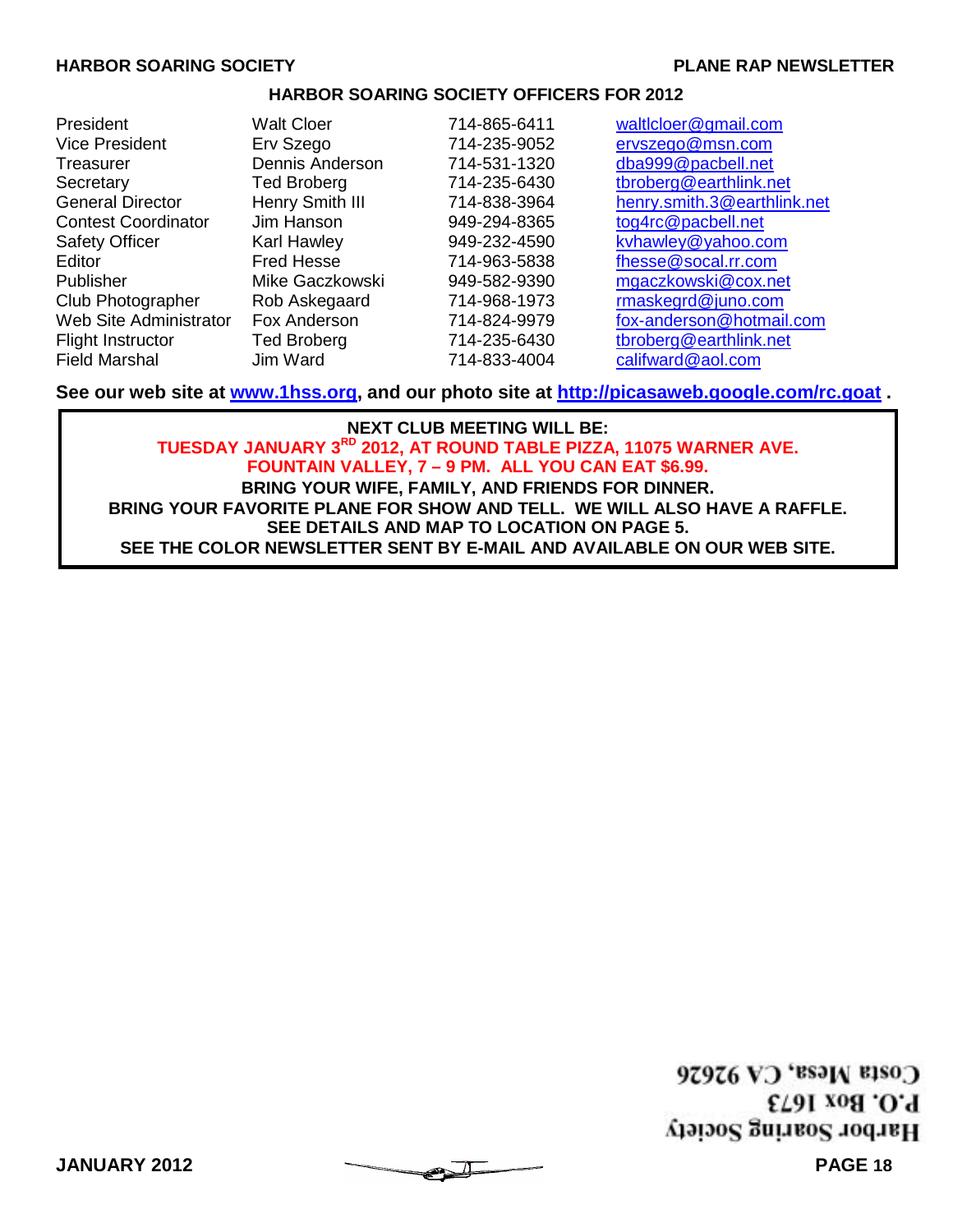## HARBOR SOARING SOCIETY OFFICERS FOR 2012

| | | | |
|---|---|---|---|
| President | Walt Cloer | 714-865-6411 | waltlcloer@gmail.com |
| Vice President | Erv Szego | 714-235-9052 | ervszego@msn.com |
| Treasurer | Dennis Anderson | 714-531-1320 | dba999@pacbell.net |
| Secretary | Ted Broberg | 714-235-6430 | tbroberg@earthlink.net |
| General Director | Henry Smith III | 714-838-3964 | henry.smith.3@earthlink.net |
| Contest Coordinator | Jim Hanson | 949-294-8365 | tog4rc@pacbell.net |
| Safety Officer | Karl Hawley | 949-232-4590 | kvhawley@yahoo.com |
| Editor | Fred Hesse | 714-963-5838 | fhesse@socal.rr.com |
| Publisher | Mike Gaczkowski | 949-582-9390 | mgaczkowski@cox.net |
| Club Photographer | Rob Askegaard | 714-968-1973 | rmaskegrd@juno.com |
| Web Site Administrator | Fox Anderson | 714-824-9979 | fox-anderson@hotmail.com |
| Flight Instructor | Ted Broberg | 714-235-6430 | tbroberg@earthlink.net |
| Field Marshal | Jim Ward | 714-833-4004 | califward@aol.com |

**See our web site at www.1hss.org, and our photo site at http://picasaweb.google.com/rc.goat .**

**NEXT CLUB MEETING WILL BE:**
**TUESDAY JANUARY 3RD 2012, AT ROUND TABLE PIZZA, 11075 WARNER AVE. FOUNTAIN VALLEY, 7 – 9 PM. ALL YOU CAN EAT $6.99.**
**BRING YOUR WIFE, FAMILY, AND FRIENDS FOR DINNER.**
**BRING YOUR FAVORITE PLANE FOR SHOW AND TELL. WE WILL ALSO HAVE A RAFFLE.**
**SEE DETAILS AND MAP TO LOCATION ON PAGE 5.**
**SEE THE COLOR NEWSLETTER SENT BY E-MAIL AND AVAILABLE ON OUR WEB SITE.**

Harbor Soaring Society
P.O. Box 1673
Costa Mesa, CA 92626